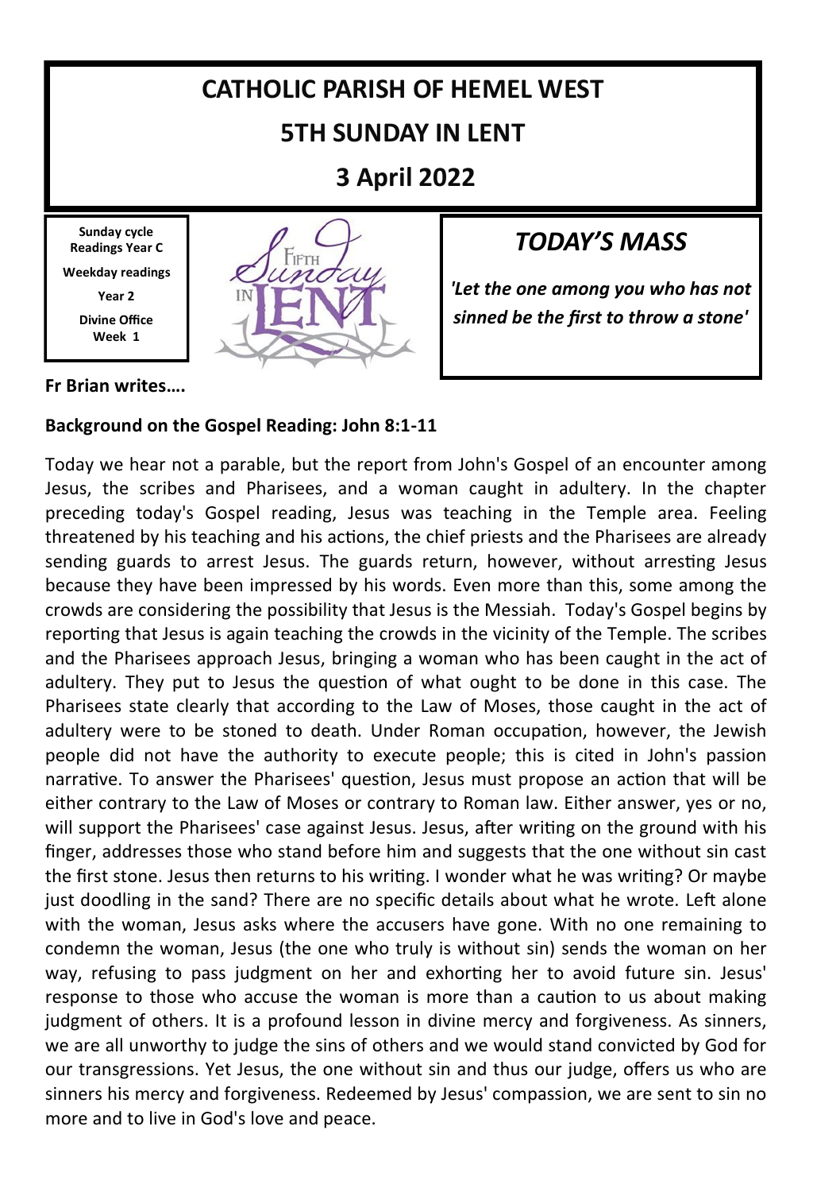# CATHOLIC PARISH OF HEMEL WEST

## 5TH SUNDAY IN LENT

## 3 April 2022

**Sunday cycle Readings Year C**

**Weekday readings Year 2**

**Divine Office Week 1**

## *TODAY'S MASS*

***'Let the one among you who has not sinned be the first to throw a stone'***

**Fr Brian writes….**

**Background on the Gospel Reading: John 8:1-11**

Today we hear not a parable, but the report from John's Gospel of an encounter among Jesus, the scribes and Pharisees, and a woman caught in adultery. In the chapter preceding today's Gospel reading, Jesus was teaching in the Temple area. Feeling threatened by his teaching and his actions, the chief priests and the Pharisees are already sending guards to arrest Jesus. The guards return, however, without arresting Jesus because they have been impressed by his words. Even more than this, some among the crowds are considering the possibility that Jesus is the Messiah. Today's Gospel begins by reporting that Jesus is again teaching the crowds in the vicinity of the Temple. The scribes and the Pharisees approach Jesus, bringing a woman who has been caught in the act of adultery. They put to Jesus the question of what ought to be done in this case. The Pharisees state clearly that according to the Law of Moses, those caught in the act of adultery were to be stoned to death. Under Roman occupation, however, the Jewish people did not have the authority to execute people; this is cited in John's passion narrative. To answer the Pharisees' question, Jesus must propose an action that will be either contrary to the Law of Moses or contrary to Roman law. Either answer, yes or no, will support the Pharisees' case against Jesus. Jesus, after writing on the ground with his finger, addresses those who stand before him and suggests that the one without sin cast the first stone. Jesus then returns to his writing. I wonder what he was writing? Or maybe just doodling in the sand? There are no specific details about what he wrote. Left alone with the woman, Jesus asks where the accusers have gone. With no one remaining to condemn the woman, Jesus (the one who truly is without sin) sends the woman on her way, refusing to pass judgment on her and exhorting her to avoid future sin. Jesus' response to those who accuse the woman is more than a caution to us about making judgment of others. It is a profound lesson in divine mercy and forgiveness. As sinners, we are all unworthy to judge the sins of others and we would stand convicted by God for our transgressions. Yet Jesus, the one without sin and thus our judge, offers us who are sinners his mercy and forgiveness. Redeemed by Jesus' compassion, we are sent to sin no more and to live in God's love and peace.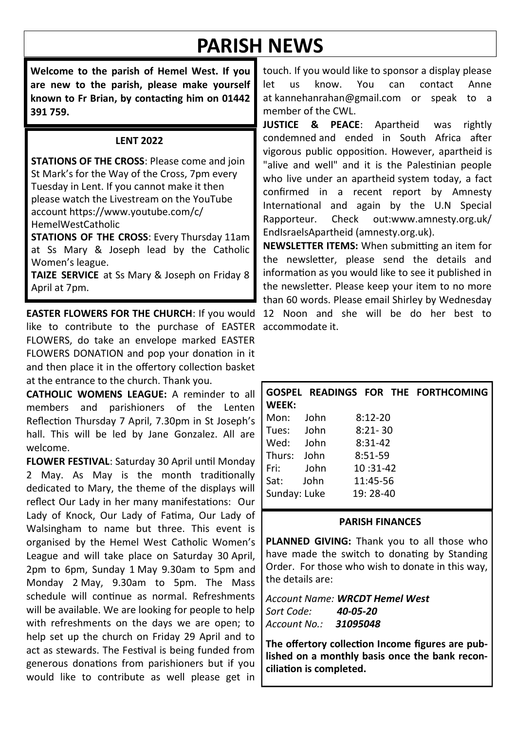# PARISH NEWS

**Welcome to the parish of Hemel West. If you are new to the parish, please make yourself known to Fr Brian, by contacting him on 01442 391 759.**

### LENT 2022

**STATIONS OF THE CROSS**: Please come and join St Mark's for the Way of the Cross, 7pm every Tuesday in Lent. If you cannot make it then please watch the Livestream on the YouTube account https://www.youtube.com/c/HemelWestCatholic

**STATIONS OF THE CROSS**: Every Thursday 11am at Ss Mary & Joseph lead by the Catholic Women's league.

**TAIZE SERVICE** at Ss Mary & Joseph on Friday 8 April at 7pm.

**EASTER FLOWERS FOR THE CHURCH**: If you would like to contribute to the purchase of EASTER FLOWERS, do take an envelope marked EASTER FLOWERS DONATION and pop your donation in it and then place it in the offertory collection basket at the entrance to the church. Thank you.

**CATHOLIC WOMENS LEAGUE:** A reminder to all members and parishioners of the Lenten Reflection Thursday 7 April, 7.30pm in St Joseph's hall. This will be led by Jane Gonzalez. All are welcome.

**FLOWER FESTIVAL**: Saturday 30 April until Monday 2 May. As May is the month traditionally dedicated to Mary, the theme of the displays will reflect Our Lady in her many manifestations: Our Lady of Knock, Our Lady of Fatima, Our Lady of Walsingham to name but three. This event is organised by the Hemel West Catholic Women's League and will take place on Saturday 30 April, 2pm to 6pm, Sunday 1 May 9.30am to 5pm and Monday 2 May, 9.30am to 5pm. The Mass schedule will continue as normal. Refreshments will be available. We are looking for people to help with refreshments on the days we are open; to help set up the church on Friday 29 April and to act as stewards. The Festival is being funded from generous donations from parishioners but if you would like to contribute as well please get in touch. If you would like to sponsor a display please let us know. You can contact Anne at kannehanrahan@gmail.com or speak to a member of the CWL.

**JUSTICE & PEACE**: Apartheid was rightly condemned and ended in South Africa after vigorous public opposition. However, apartheid is "alive and well" and it is the Palestinian people who live under an apartheid system today, a fact confirmed in a recent report by Amnesty International and again by the U.N Special Rapporteur. Check out:www.amnesty.org.uk/EndIsraelsApartheid (amnesty.org.uk).

**NEWSLETTER ITEMS:** When submitting an item for the newsletter, please send the details and information as you would like to see it published in the newsletter. Please keep your item to no more than 60 words. Please email Shirley by Wednesday 12 Noon and she will be do her best to accommodate it.

### GOSPEL READINGS FOR THE FORTHCOMING WEEK:

| | | |
|---|---|---|
| Mon: | John | 8:12-20 |
| Tues: | John | 8:21- 30 |
| Wed: | John | 8:31-42 |
| Thurs: | John | 8:51-59 |
| Fri: | John | 10 :31-42 |
| Sat: | John | 11:45-56 |
| Sunday: | Luke | 19: 28-40 |

### PARISH FINANCES

**PLANNED GIVING:** Thank you to all those who have made the switch to donating by Standing Order. For those who wish to donate in this way, the details are:

*Account Name:* ***WRCDT Hemel West***
*Sort Code:* ***40-05-20***
*Account No.:* ***31095048***

**The offertory collection Income figures are published on a monthly basis once the bank reconciliation is completed.**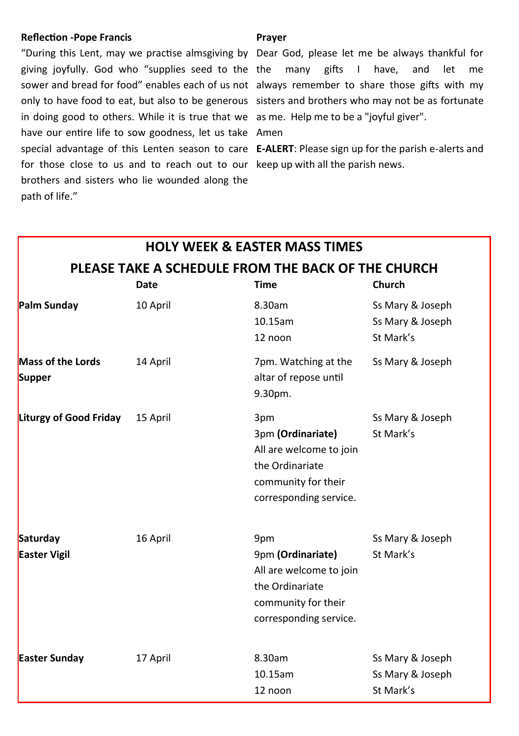**Reflection -Pope Francis**

"During this Lent, may we practise almsgiving by giving joyfully. God who "supplies seed to the sower and bread for food" enables each of us not only to have food to eat, but also to be generous in doing good to others. While it is true that we have our entire life to sow goodness, let us take special advantage of this Lenten season to care for those close to us and to reach out to our brothers and sisters who lie wounded along the path of life."

**Prayer**

Dear God, please let me be always thankful for the many gifts I have, and let me always remember to share those gifts with my sisters and brothers who may not be as fortunate as me. Help me to be a "joyful giver".
Amen

**E-ALERT**: Please sign up for the parish e-alerts and keep up with all the parish news.

## HOLY WEEK & EASTER MASS TIMES

## PLEASE TAKE A SCHEDULE FROM THE BACK OF THE CHURCH

| | Date | Time | Church |
|---|---|---|---|
| **Palm Sunday** | 10 April | 8.30am<br>10.15am<br>12 noon | Ss Mary & Joseph<br>Ss Mary & Joseph<br>St Mark's |
| **Mass of the Lords Supper** | 14 April | 7pm. Watching at the altar of repose until 9.30pm. | Ss Mary & Joseph |
| **Liturgy of Good Friday** | 15 April | 3pm<br>3pm **(Ordinariate)** All are welcome to join the Ordinariate community for their corresponding service. | Ss Mary & Joseph<br>St Mark's |
| **Saturday Easter Vigil** | 16 April | 9pm<br>9pm **(Ordinariate)** All are welcome to join the Ordinariate community for their corresponding service. | Ss Mary & Joseph<br>St Mark's |
| **Easter Sunday** | 17 April | 8.30am<br>10.15am<br>12 noon | Ss Mary & Joseph<br>Ss Mary & Joseph<br>St Mark's |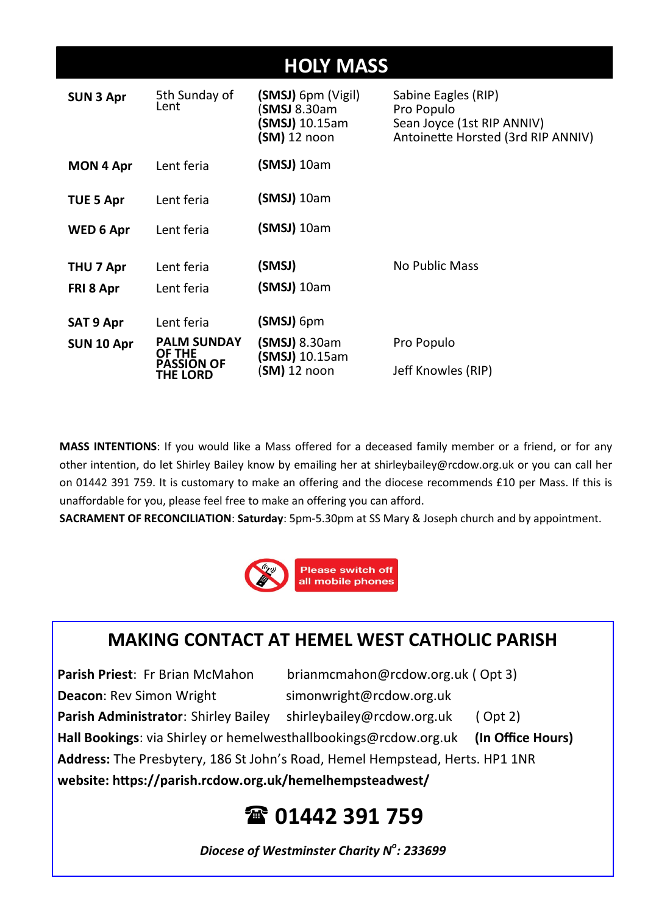## HOLY MASS

| | | | |
|---|---|---|---|
| **SUN 3 Apr** | 5th Sunday of Lent | **(SMSJ)** 6pm (Vigil)<br>**(SMSJ** 8.30am<br>**(SMSJ)** 10.15am<br>**(SM)** 12 noon | Sabine Eagles (RIP)<br>Pro Populo<br>Sean Joyce (1st RIP ANNIV)<br>Antoinette Horsted (3rd RIP ANNIV) |
| **MON 4 Apr** | Lent feria | **(SMSJ)** 10am | |
| **TUE 5 Apr** | Lent feria | **(SMSJ)** 10am | |
| **WED 6 Apr** | Lent feria | **(SMSJ)** 10am | |
| **THU 7 Apr** | Lent feria | **(SMSJ)** | No Public Mass |
| **FRI 8 Apr** | Lent feria | **(SMSJ)** 10am | |
| **SAT 9 Apr** | Lent feria | **(SMSJ)** 6pm | |
| **SUN 10 Apr** | **PALM SUNDAY OF THE PASSION OF THE LORD** | **(SMSJ)** 8.30am<br>**(SMSJ)** 10.15am<br>**(SM)** 12 noon | Pro Populo<br><br>Jeff Knowles (RIP) |

**MASS INTENTIONS**: If you would like a Mass offered for a deceased family member or a friend, or for any other intention, do let Shirley Bailey know by emailing her at shirleybailey@rcdow.org.uk or you can call her on 01442 391 759. It is customary to make an offering and the diocese recommends £10 per Mass. If this is unaffordable for you, please feel free to make an offering you can afford.

**SACRAMENT OF RECONCILIATION**: **Saturday**: 5pm-5.30pm at SS Mary & Joseph church and by appointment.

Please switch off all mobile phones

## MAKING CONTACT AT HEMEL WEST CATHOLIC PARISH

**Parish Priest**: Fr Brian McMahon brianmcmahon@rcdow.org.uk ( Opt 3)

**Deacon**: Rev Simon Wright simonwright@rcdow.org.uk

**Parish Administrator**: Shirley Bailey shirleybailey@rcdow.org.uk ( Opt 2)

**Hall Bookings**: via Shirley or hemelwesthallbookings@rcdow.org.uk **(In Office Hours)**

**Address:** The Presbytery, 186 St John's Road, Hemel Hempstead, Herts. HP1 1NR

**website: https://parish.rcdow.org.uk/hemelhempsteadwest/**

# ☎ 01442 391 759

***Diocese of Westminster Charity N$^{o}$: 233699***